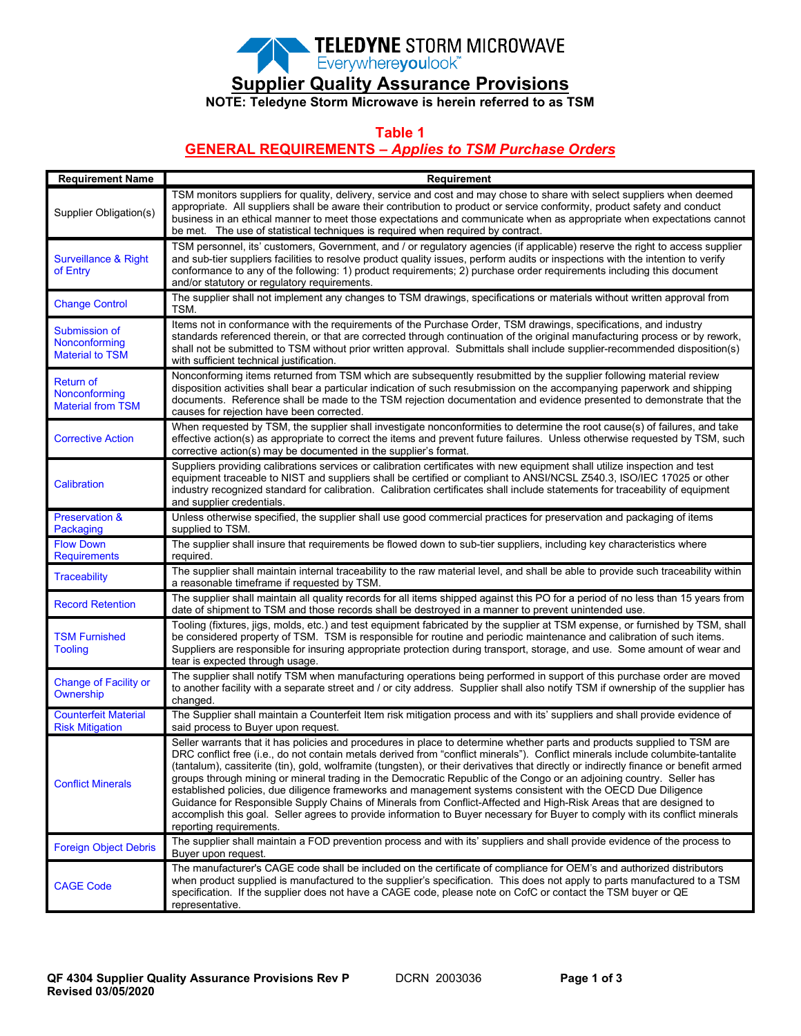TELEDYNE STORM MICROWAVE
Everywhereyoulook™

# Supplier Quality Assurance Provisions

**NOTE: Teledyne Storm Microwave is herein referred to as TSM**

## Table 1
## GENERAL REQUIREMENTS – *Applies to TSM Purchase Orders*

| Requirement Name | Requirement |
|---|---|
| Supplier Obligation(s) | TSM monitors suppliers for quality, delivery, service and cost and may chose to share with select suppliers when deemed appropriate. All suppliers shall be aware their contribution to product or service conformity, product safety and conduct business in an ethical manner to meet those expectations and communicate when as appropriate when expectations cannot be met. The use of statistical techniques is required when required by contract. |
| Surveillance & Right of Entry | TSM personnel, its' customers, Government, and / or regulatory agencies (if applicable) reserve the right to access supplier and sub-tier suppliers facilities to resolve product quality issues, perform audits or inspections with the intention to verify conformance to any of the following: 1) product requirements; 2) purchase order requirements including this document and/or statutory or regulatory requirements. |
| Change Control | The supplier shall not implement any changes to TSM drawings, specifications or materials without written approval from TSM. |
| Submission of Nonconforming Material to TSM | Items not in conformance with the requirements of the Purchase Order, TSM drawings, specifications, and industry standards referenced therein, or that are corrected through continuation of the original manufacturing process or by rework, shall not be submitted to TSM without prior written approval. Submittals shall include supplier-recommended disposition(s) with sufficient technical justification. |
| Return of Nonconforming Material from TSM | Nonconforming items returned from TSM which are subsequently resubmitted by the supplier following material review disposition activities shall bear a particular indication of such resubmission on the accompanying paperwork and shipping documents. Reference shall be made to the TSM rejection documentation and evidence presented to demonstrate that the causes for rejection have been corrected. |
| Corrective Action | When requested by TSM, the supplier shall investigate nonconformities to determine the root cause(s) of failures, and take effective action(s) as appropriate to correct the items and prevent future failures. Unless otherwise requested by TSM, such corrective action(s) may be documented in the supplier's format. |
| Calibration | Suppliers providing calibrations services or calibration certificates with new equipment shall utilize inspection and test equipment traceable to NIST and suppliers shall be certified or compliant to ANSI/NCSL Z540.3, ISO/IEC 17025 or other industry recognized standard for calibration. Calibration certificates shall include statements for traceability of equipment and supplier credentials. |
| Preservation & Packaging | Unless otherwise specified, the supplier shall use good commercial practices for preservation and packaging of items supplied to TSM. |
| Flow Down Requirements | The supplier shall insure that requirements be flowed down to sub-tier suppliers, including key characteristics where required. |
| Traceability | The supplier shall maintain internal traceability to the raw material level, and shall be able to provide such traceability within a reasonable timeframe if requested by TSM. |
| Record Retention | The supplier shall maintain all quality records for all items shipped against this PO for a period of no less than 15 years from date of shipment to TSM and those records shall be destroyed in a manner to prevent unintended use. |
| TSM Furnished Tooling | Tooling (fixtures, jigs, molds, etc.) and test equipment fabricated by the supplier at TSM expense, or furnished by TSM, shall be considered property of TSM. TSM is responsible for routine and periodic maintenance and calibration of such items. Suppliers are responsible for insuring appropriate protection during transport, storage, and use. Some amount of wear and tear is expected through usage. |
| Change of Facility or Ownership | The supplier shall notify TSM when manufacturing operations being performed in support of this purchase order are moved to another facility with a separate street and / or city address. Supplier shall also notify TSM if ownership of the supplier has changed. |
| Counterfeit Material Risk Mitigation | The Supplier shall maintain a Counterfeit Item risk mitigation process and with its' suppliers and shall provide evidence of said process to Buyer upon request. |
| Conflict Minerals | Seller warrants that it has policies and procedures in place to determine whether parts and products supplied to TSM are DRC conflict free (i.e., do not contain metals derived from "conflict minerals"). Conflict minerals include columbite-tantalite (tantalum), cassiterite (tin), gold, wolframite (tungsten), or their derivatives that directly or indirectly finance or benefit armed groups through mining or mineral trading in the Democratic Republic of the Congo or an adjoining country. Seller has established policies, due diligence frameworks and management systems consistent with the OECD Due Diligence Guidance for Responsible Supply Chains of Minerals from Conflict-Affected and High-Risk Areas that are designed to accomplish this goal. Seller agrees to provide information to Buyer necessary for Buyer to comply with its conflict minerals reporting requirements. |
| Foreign Object Debris | The supplier shall maintain a FOD prevention process and with its' suppliers and shall provide evidence of the process to Buyer upon request. |
| CAGE Code | The manufacturer's CAGE code shall be included on the certificate of compliance for OEM's and authorized distributors when product supplied is manufactured to the supplier's specification. This does not apply to parts manufactured to a TSM specification. If the supplier does not have a CAGE code, please note on CofC or contact the TSM buyer or QE representative. |

**QF 4304 Supplier Quality Assurance Provisions Rev P** DCRN 2003036
**Revised 03/05/2020**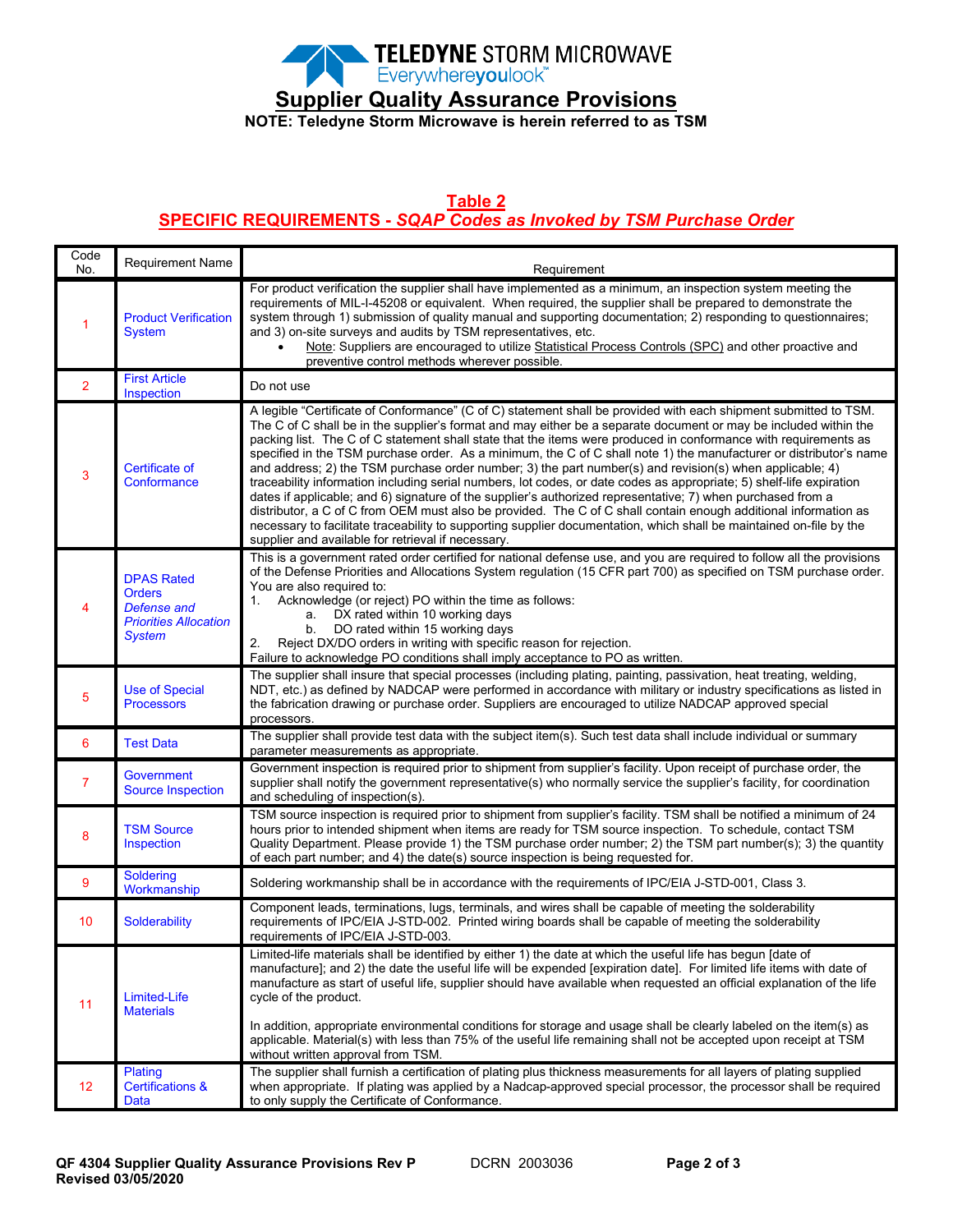# TELEDYNE STORM MICROWAVE

Everywhereyoulook™

## Supplier Quality Assurance Provisions

**NOTE: Teledyne Storm Microwave is herein referred to as TSM**

### Table 2

### SPECIFIC REQUIREMENTS - *SQAP Codes as Invoked by TSM Purchase Order*

| Code No. | Requirement Name | Requirement |
|---|---|---|
| 1 | Product Verification System | For product verification the supplier shall have implemented as a minimum, an inspection system meeting the requirements of MIL-I-45208 or equivalent. When required, the supplier shall be prepared to demonstrate the system through 1) submission of quality manual and supporting documentation; 2) responding to questionnaires; and 3) on-site surveys and audits by TSM representatives, etc.<br>• Note: Suppliers are encouraged to utilize Statistical Process Controls (SPC) and other proactive and preventive control methods wherever possible. |
| 2 | First Article Inspection | Do not use |
| 3 | Certificate of Conformance | A legible "Certificate of Conformance" (C of C) statement shall be provided with each shipment submitted to TSM. The C of C shall be in the supplier's format and may either be a separate document or may be included within the packing list. The C of C statement shall state that the items were produced in conformance with requirements as specified in the TSM purchase order. As a minimum, the C of C shall note 1) the manufacturer or distributor's name and address; 2) the TSM purchase order number; 3) the part number(s) and revision(s) when applicable; 4) traceability information including serial numbers, lot codes, or date codes as appropriate; 5) shelf-life expiration dates if applicable; and 6) signature of the supplier's authorized representative; 7) when purchased from a distributor, a C of C from OEM must also be provided. The C of C shall contain enough additional information as necessary to facilitate traceability to supporting supplier documentation, which shall be maintained on-file by the supplier and available for retrieval if necessary. |
| 4 | DPAS Rated Orders<br>*Defense and Priorities Allocation System* | This is a government rated order certified for national defense use, and you are required to follow all the provisions of the Defense Priorities and Allocations System regulation (15 CFR part 700) as specified on TSM purchase order. You are also required to:<br>1. Acknowledge (or reject) PO within the time as follows:<br>a. DX rated within 10 working days<br>b. DO rated within 15 working days<br>2. Reject DX/DO orders in writing with specific reason for rejection.<br>Failure to acknowledge PO conditions shall imply acceptance to PO as written. |
| 5 | Use of Special Processors | The supplier shall insure that special processes (including plating, painting, passivation, heat treating, welding, NDT, etc.) as defined by NADCAP were performed in accordance with military or industry specifications as listed in the fabrication drawing or purchase order. Suppliers are encouraged to utilize NADCAP approved special processors. |
| 6 | Test Data | The supplier shall provide test data with the subject item(s). Such test data shall include individual or summary parameter measurements as appropriate. |
| 7 | Government Source Inspection | Government inspection is required prior to shipment from supplier's facility. Upon receipt of purchase order, the supplier shall notify the government representative(s) who normally service the supplier's facility, for coordination and scheduling of inspection(s). |
| 8 | TSM Source Inspection | TSM source inspection is required prior to shipment from supplier's facility. TSM shall be notified a minimum of 24 hours prior to intended shipment when items are ready for TSM source inspection. To schedule, contact TSM Quality Department. Please provide 1) the TSM purchase order number; 2) the TSM part number(s); 3) the quantity of each part number; and 4) the date(s) source inspection is being requested for. |
| 9 | Soldering Workmanship | Soldering workmanship shall be in accordance with the requirements of IPC/EIA J-STD-001, Class 3. |
| 10 | Solderability | Component leads, terminations, lugs, terminals, and wires shall be capable of meeting the solderability requirements of IPC/EIA J-STD-002. Printed wiring boards shall be capable of meeting the solderability requirements of IPC/EIA J-STD-003. |
| 11 | Limited-Life Materials | Limited-life materials shall be identified by either 1) the date at which the useful life has begun [date of manufacture]; and 2) the date the useful life will be expended [expiration date]. For limited life items with date of manufacture as start of useful life, supplier should have available when requested an official explanation of the life cycle of the product.<br><br>In addition, appropriate environmental conditions for storage and usage shall be clearly labeled on the item(s) as applicable. Material(s) with less than 75% of the useful life remaining shall not be accepted upon receipt at TSM without written approval from TSM. |
| 12 | Plating Certifications & Data | The supplier shall furnish a certification of plating plus thickness measurements for all layers of plating supplied when appropriate. If plating was applied by a Nadcap-approved special processor, the processor shall be required to only supply the Certificate of Conformance. |

**QF 4304 Supplier Quality Assurance Provisions Rev P** DCRN 2003036
**Revised 03/05/2020**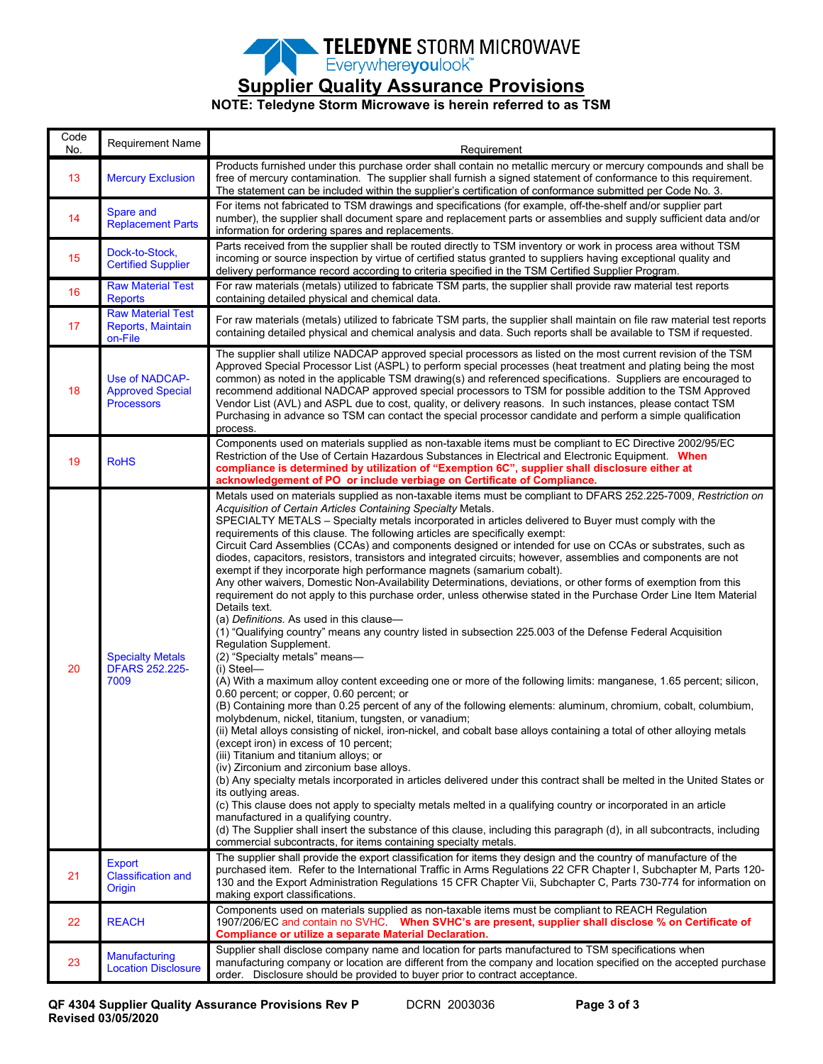TELEDYNE STORM MICROWAVE
Everywhereyoulook™

# Supplier Quality Assurance Provisions

**NOTE: Teledyne Storm Microwave is herein referred to as TSM**

| Code No. | Requirement Name | Requirement |
|---|---|---|
| 13 | Mercury Exclusion | Products furnished under this purchase order shall contain no metallic mercury or mercury compounds and shall be free of mercury contamination. The supplier shall furnish a signed statement of conformance to this requirement. The statement can be included within the supplier's certification of conformance submitted per Code No. 3. |
| 14 | Spare and Replacement Parts | For items not fabricated to TSM drawings and specifications (for example, off-the-shelf and/or supplier part number), the supplier shall document spare and replacement parts or assemblies and supply sufficient data and/or information for ordering spares and replacements. |
| 15 | Dock-to-Stock, Certified Supplier | Parts received from the supplier shall be routed directly to TSM inventory or work in process area without TSM incoming or source inspection by virtue of certified status granted to suppliers having exceptional quality and delivery performance record according to criteria specified in the TSM Certified Supplier Program. |
| 16 | Raw Material Test Reports | For raw materials (metals) utilized to fabricate TSM parts, the supplier shall provide raw material test reports containing detailed physical and chemical data. |
| 17 | Raw Material Test Reports, Maintain on-File | For raw materials (metals) utilized to fabricate TSM parts, the supplier shall maintain on file raw material test reports containing detailed physical and chemical analysis and data. Such reports shall be available to TSM if requested. |
| 18 | Use of NADCAP-Approved Special Processors | The supplier shall utilize NADCAP approved special processors as listed on the most current revision of the TSM Approved Special Processor List (ASPL) to perform special processes (heat treatment and plating being the most common) as noted in the applicable TSM drawing(s) and referenced specifications. Suppliers are encouraged to recommend additional NADCAP approved special processors to TSM for possible addition to the TSM Approved Vendor List (AVL) and ASPL due to cost, quality, or delivery reasons. In such instances, please contact TSM Purchasing in advance so TSM can contact the special processor candidate and perform a simple qualification process. |
| 19 | RoHS | Components used on materials supplied as non-taxable items must be compliant to EC Directive 2002/95/EC Restriction of the Use of Certain Hazardous Substances in Electrical and Electronic Equipment. **When compliance is determined by utilization of "Exemption 6C", supplier shall disclosure either at acknowledgement of PO or include verbiage on Certificate of Compliance.** |
| 20 | Specialty Metals DFARS 252.225-7009 | Metals used on materials supplied as non-taxable items must be compliant to DFARS 252.225-7009, *Restriction on Acquisition of Certain Articles Containing Specialty* Metals.<br>SPECIALTY METALS – Specialty metals incorporated in articles delivered to Buyer must comply with the requirements of this clause. The following articles are specifically exempt:<br>Circuit Card Assemblies (CCAs) and components designed or intended for use on CCAs or substrates, such as diodes, capacitors, resistors, transistors and integrated circuits; however, assemblies and components are not exempt if they incorporate high performance magnets (samarium cobalt).<br>Any other waivers, Domestic Non-Availability Determinations, deviations, or other forms of exemption from this requirement do not apply to this purchase order, unless otherwise stated in the Purchase Order Line Item Material Details text.<br>(a) *Definitions.* As used in this clause—<br>(1) "Qualifying country" means any country listed in subsection 225.003 of the Defense Federal Acquisition Regulation Supplement.<br>(2) "Specialty metals" means—<br>(i) Steel—<br>(A) With a maximum alloy content exceeding one or more of the following limits: manganese, 1.65 percent; silicon, 0.60 percent; or copper, 0.60 percent; or<br>(B) Containing more than 0.25 percent of any of the following elements: aluminum, chromium, cobalt, columbium, molybdenum, nickel, titanium, tungsten, or vanadium;<br>(ii) Metal alloys consisting of nickel, iron-nickel, and cobalt base alloys containing a total of other alloying metals (except iron) in excess of 10 percent;<br>(iii) Titanium and titanium alloys; or<br>(iv) Zirconium and zirconium base alloys.<br>(b) Any specialty metals incorporated in articles delivered under this contract shall be melted in the United States or its outlying areas.<br>(c) This clause does not apply to specialty metals melted in a qualifying country or incorporated in an article manufactured in a qualifying country.<br>(d) The Supplier shall insert the substance of this clause, including this paragraph (d), in all subcontracts, including commercial subcontracts, for items containing specialty metals. |
| 21 | Export Classification and Origin | The supplier shall provide the export classification for items they design and the country of manufacture of the purchased item. Refer to the International Traffic in Arms Regulations 22 CFR Chapter I, Subchapter M, Parts 120-130 and the Export Administration Regulations 15 CFR Chapter Vii, Subchapter C, Parts 730-774 for information on making export classifications. |
| 22 | REACH | Components used on materials supplied as non-taxable items must be compliant to REACH Regulation 1907/206/EC and contain no SVHC. **When SVHC's are present, supplier shall disclose % on Certificate of Compliance or utilize a separate Material Declaration.** |
| 23 | Manufacturing Location Disclosure | Supplier shall disclose company name and location for parts manufactured to TSM specifications when manufacturing company or location are different from the company and location specified on the accepted purchase order. Disclosure should be provided to buyer prior to contract acceptance. |

**QF 4304 Supplier Quality Assurance Provisions Rev P** DCRN 2003036
**Revised 03/05/2020**